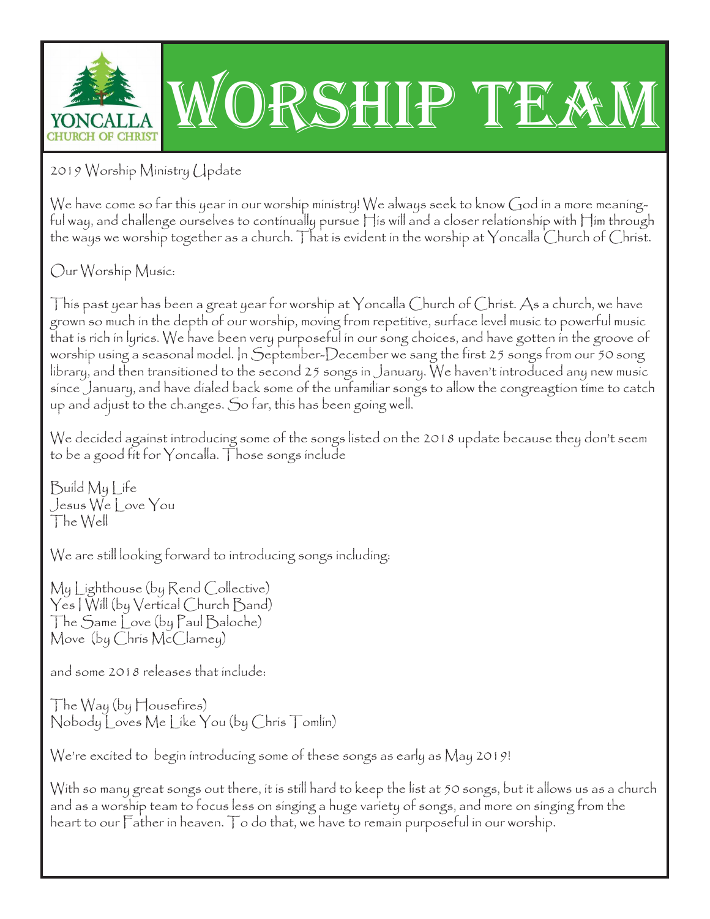# Worship Team

YONCALLA CHURCH OF CHRIST

2019 Worship Ministry Update

We have come so far this year in our worship ministry! We always seek to know God in a more meaningful way, and challenge ourselves to continually pursue His will and a closer relationship with Him through the ways we worship together as a church. That is evident in the worship at Yoncalla Church of Christ.

Our Worship Music:

This past year has been a great year for worship at Yoncalla Church of Christ. As a church, we have grown so much in the depth of our worship, moving from repetitive, surface level music to powerful music that is rich in lyrics. We have been very purposeful in our song choices, and have gotten in the groove of worship using a seasonal model. In September-December we sang the first 25 songs from our 50 song library, and then transitioned to the second 25 songs in January. We haven't introduced any new music since January, and have dialed back some of the unfamiliar songs to allow the congreagtion time to catch up and adjust to the ch.anges. So far, this has been going well.

We decided against introducing some of the songs listed on the 2018 update because they don't seem to be a good fit for Yoncalla. Those songs include

Build My Life
Jesus We Love You
The Well

We are still looking forward to introducing songs including:

My Lighthouse (by Rend Collective)
Yes I Will (by Vertical Church Band)
The Same Love (by Paul Baloche)
Move (by Chris McClarney)

and some 2018 releases that include:

The Way (by Housefires)
Nobody Loves Me Like You (by Chris Tomlin)

We're excited to begin introducing some of these songs as early as May 2019!

With so many great songs out there, it is still hard to keep the list at 50 songs, but it allows us as a church and as a worship team to focus less on singing a huge variety of songs, and more on singing from the heart to our Father in heaven. To do that, we have to remain purposeful in our worship.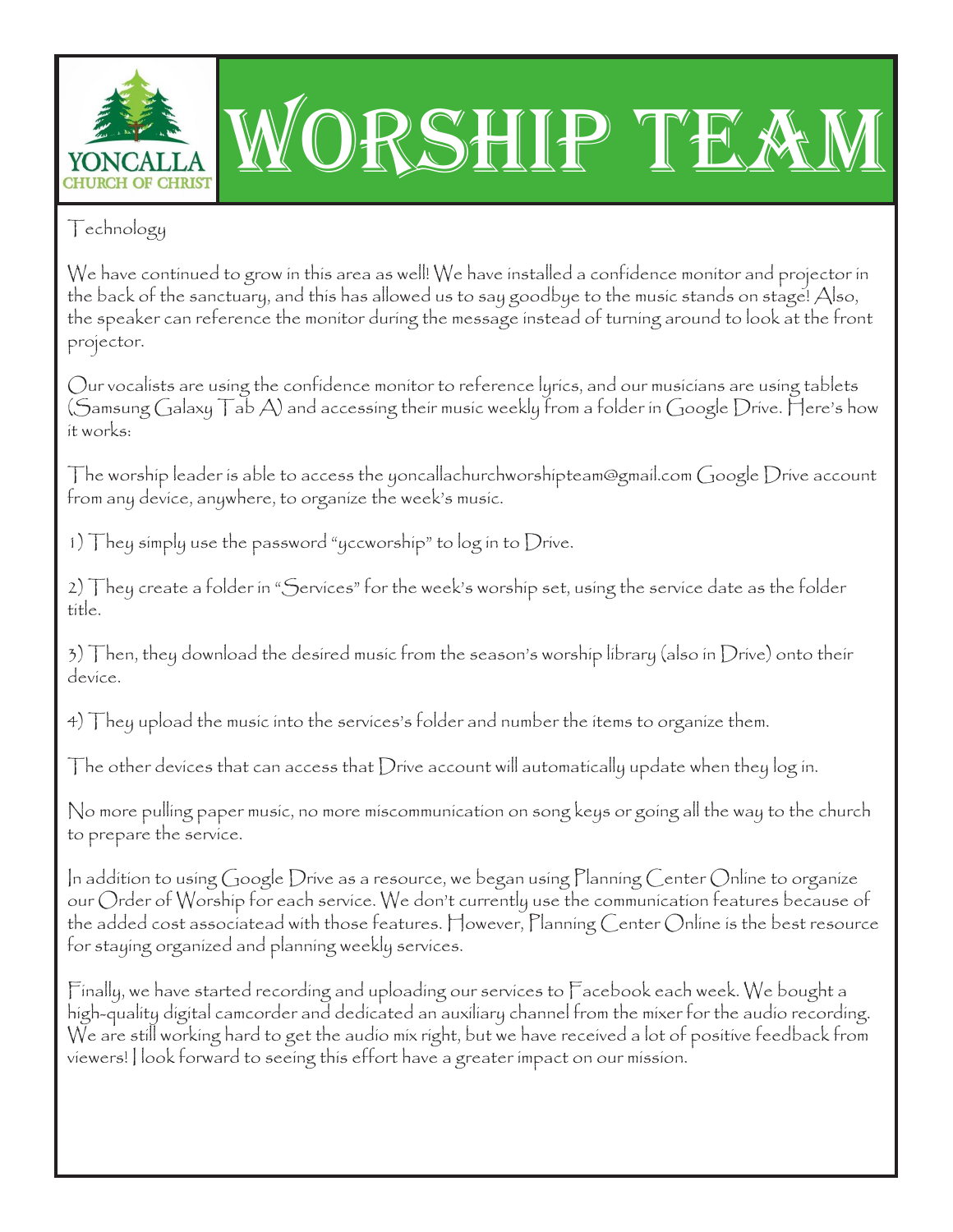# Worship Team

YONCALLA CHURCH OF CHRIST

## Technology

We have continued to grow in this area as well! We have installed a confidence monitor and projector in the back of the sanctuary, and this has allowed us to say goodbye to the music stands on stage! Also, the speaker can reference the monitor during the message instead of turning around to look at the front projector.

Our vocalists are using the confidence monitor to reference lyrics, and our musicians are using tablets (Samsung Galaxy Tab A) and accessing their music weekly from a folder in Google Drive. Here's how it works:

The worship leader is able to access the yoncallachurchworshipteam@gmail.com Google Drive account from any device, anywhere, to organize the week's music.

1) They simply use the password "yccworship" to log in to Drive.

2) They create a folder in "Services" for the week's worship set, using the service date as the folder title.

3) Then, they download the desired music from the season's worship library (also in Drive) onto their device.

4) They upload the music into the services's folder and number the items to organize them.

The other devices that can access that Drive account will automatically update when they log in.

No more pulling paper music, no more miscommunication on song keys or going all the way to the church to prepare the service.

In addition to using Google Drive as a resource, we began using Planning Center Online to organize our Order of Worship for each service. We don't currently use the communication features because of the added cost associatead with those features. However, Planning Center Online is the best resource for staying organized and planning weekly services.

Finally, we have started recording and uploading our services to Facebook each week. We bought a high-quality digital camcorder and dedicated an auxiliary channel from the mixer for the audio recording. We are still working hard to get the audio mix right, but we have received a lot of positive feedback from viewers! I look forward to seeing this effort have a greater impact on our mission.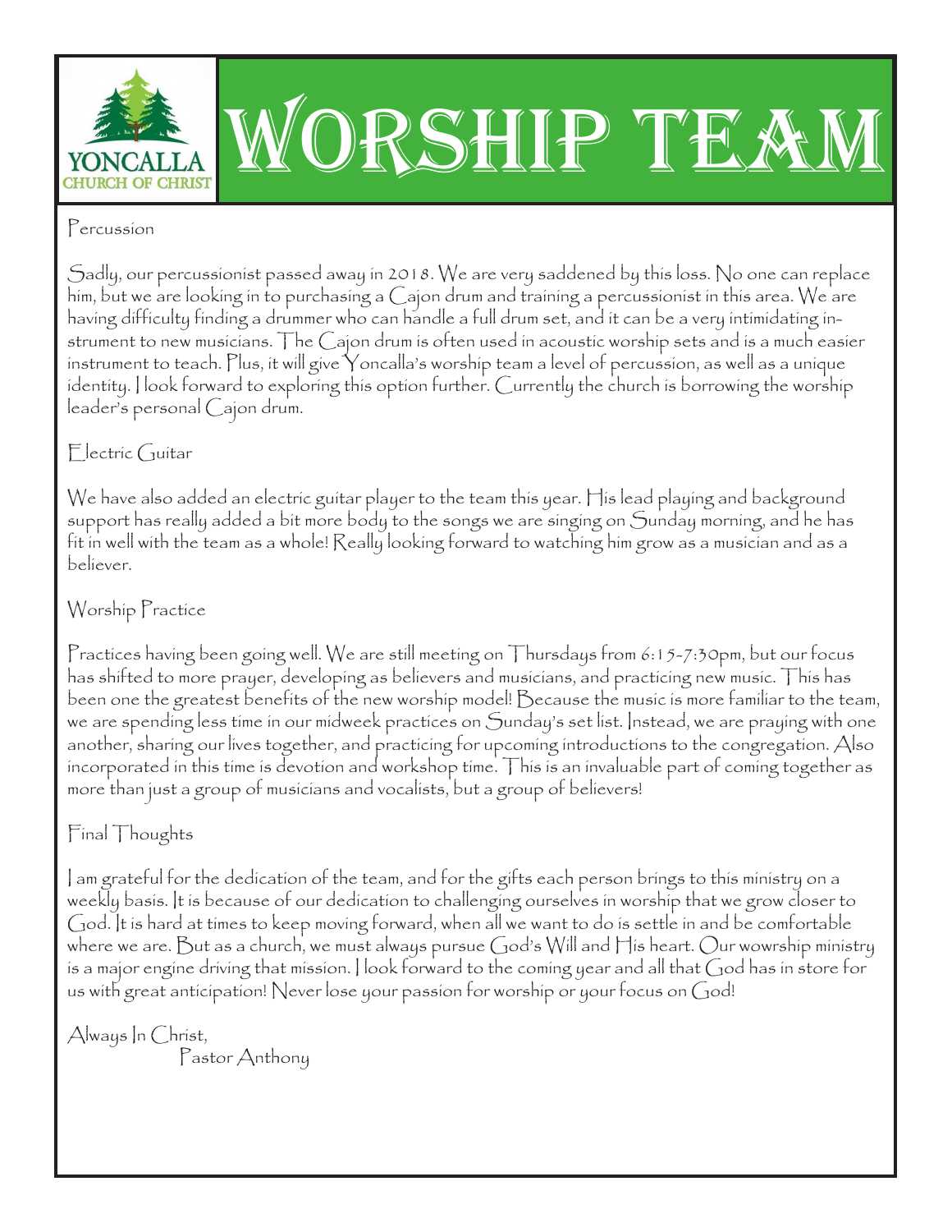# Worship Team

Yoncalla Church of Christ

## Percussion

Sadly, our percussionist passed away in 2018. We are very saddened by this loss. No one can replace him, but we are looking in to purchasing a Cajon drum and training a percussionist in this area. We are having difficulty finding a drummer who can handle a full drum set, and it can be a very intimidating instrument to new musicians. The Cajon drum is often used in acoustic worship sets and is a much easier instrument to teach. Plus, it will give Yoncalla's worship team a level of percussion, as well as a unique identity. I look forward to exploring this option further. Currently the church is borrowing the worship leader's personal Cajon drum.

## Electric Guitar

We have also added an electric guitar player to the team this year. His lead playing and background support has really added a bit more body to the songs we are singing on Sunday morning, and he has fit in well with the team as a whole! Really looking forward to watching him grow as a musician and as a believer.

## Worship Practice

Practices having been going well. We are still meeting on Thursdays from 6:15-7:30pm, but our focus has shifted to more prayer, developing as believers and musicians, and practicing new music. This has been one the greatest benefits of the new worship model! Because the music is more familiar to the team, we are spending less time in our midweek practices on Sunday's set list. Instead, we are praying with one another, sharing our lives together, and practicing for upcoming introductions to the congregation. Also incorporated in this time is devotion and workshop time. This is an invaluable part of coming together as more than just a group of musicians and vocalists, but a group of believers!

## Final Thoughts

I am grateful for the dedication of the team, and for the gifts each person brings to this ministry on a weekly basis. It is because of our dedication to challenging ourselves in worship that we grow closer to God. It is hard at times to keep moving forward, when all we want to do is settle in and be comfortable where we are. But as a church, we must always pursue God's Will and His heart. Our wowrship ministry is a major engine driving that mission. I look forward to the coming year and all that God has in store for us with great anticipation! Never lose your passion for worship or your focus on God!

Always In Christ,
Pastor Anthony